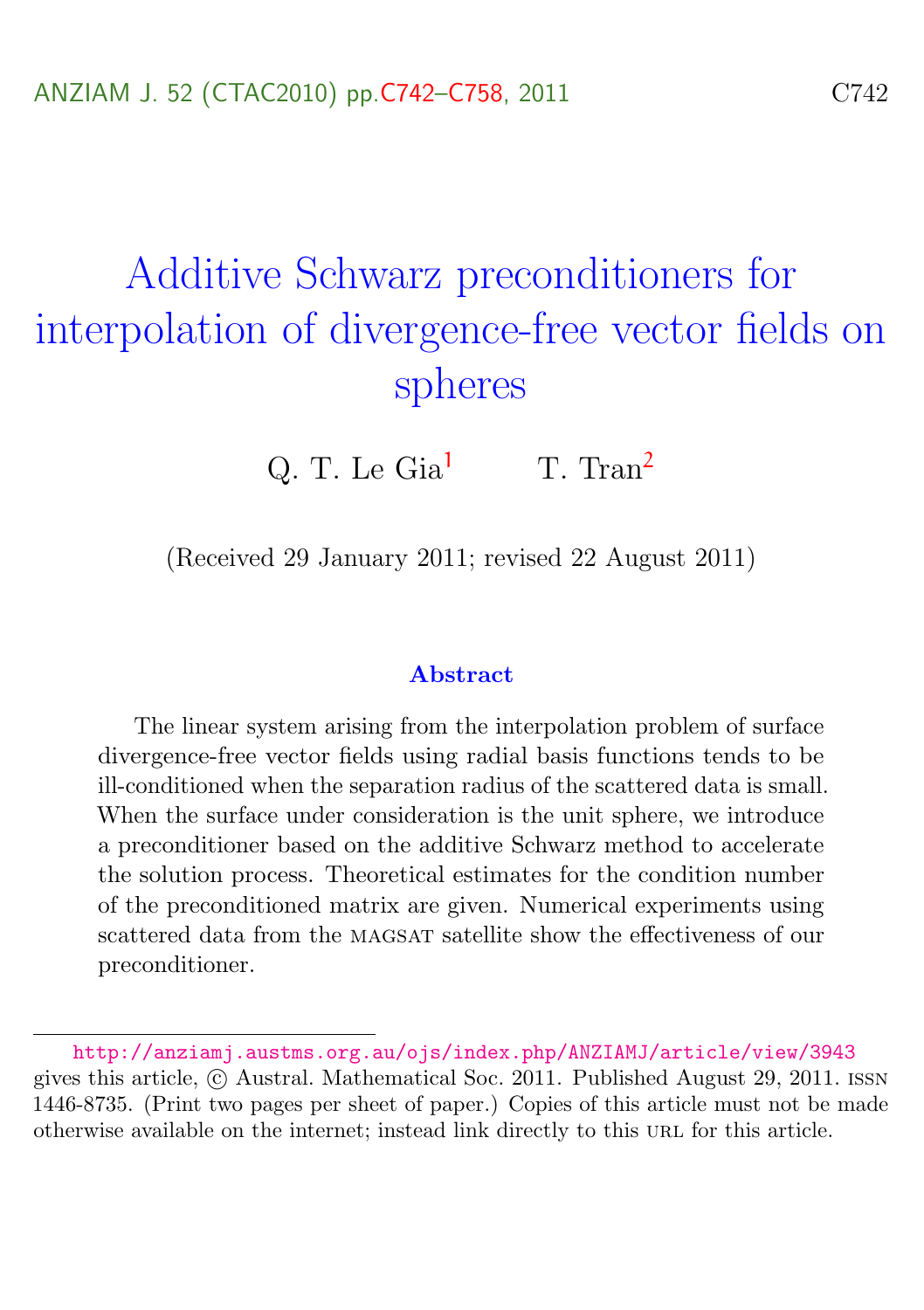# Additive Schwarz preconditioners for interpolation of divergence-free vector fields on spheres

Q. T. Le Gia[1] T. Tran[2]

(Received 29 January 2011; revised 22 August 2011)

## Abstract

The linear system arising from the interpolation problem of surface divergence-free vector fields using radial basis functions tends to be ill-conditioned when the separation radius of the scattered data is small. When the surface under consideration is the unit sphere, we introduce a preconditioner based on the additive Schwarz method to accelerate the solution process. Theoretical estimates for the condition number of the preconditioned matrix are given. Numerical experiments using scattered data from the MAGSAT satellite show the effectiveness of our preconditioner.

---

http://anziamj.austms.org.au/ojs/index.php/ANZIAMJ/article/view/3943 gives this article, © Austral. Mathematical Soc. 2011. Published August 29, 2011. ISSN 1446-8735. (Print two pages per sheet of paper.) Copies of this article must not be made otherwise available on the internet; instead link directly to this URL for this article.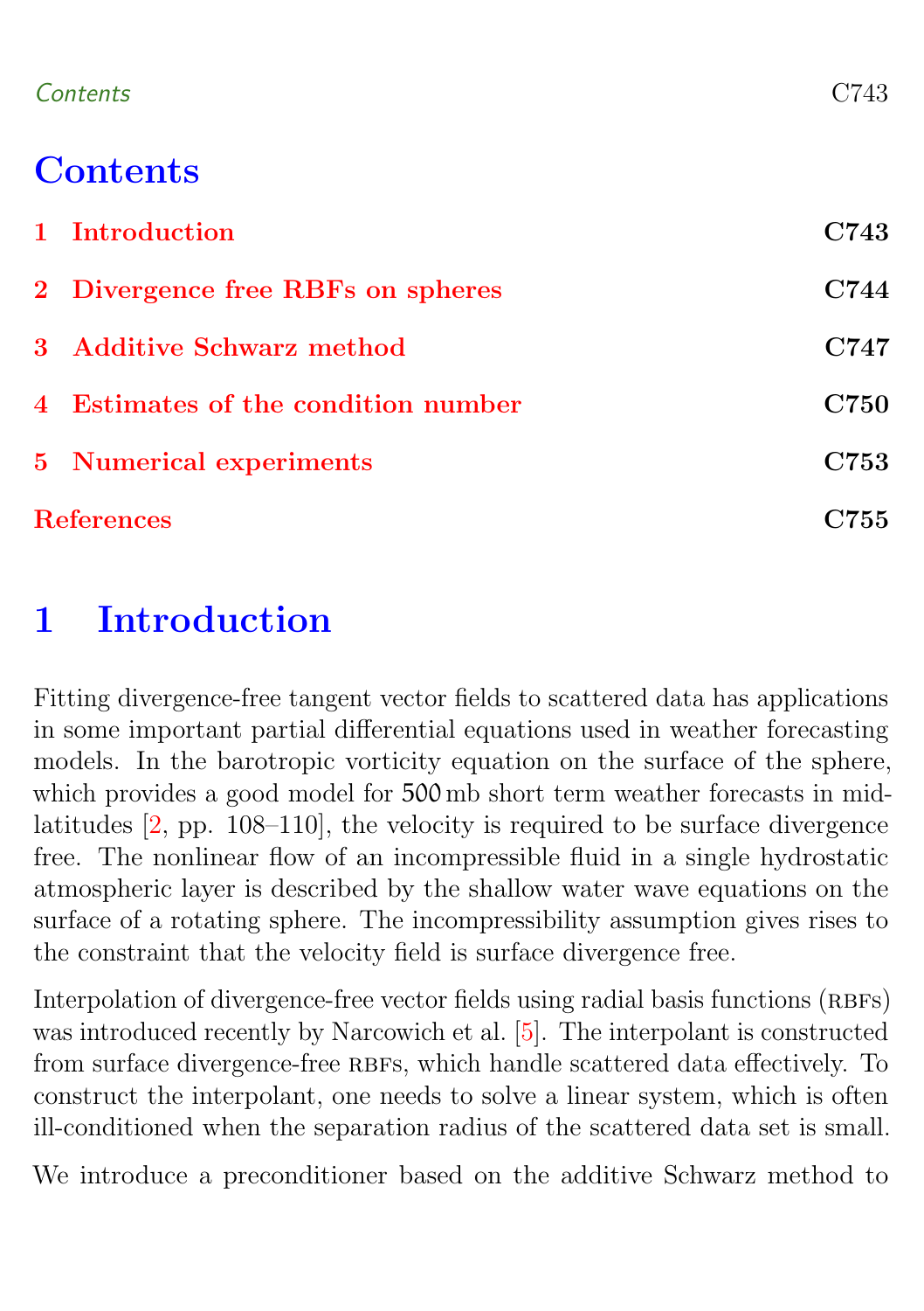# Contents

1 Introduction C743

2 Divergence free RBFs on spheres C744

3 Additive Schwarz method C747

4 Estimates of the condition number C750

5 Numerical experiments C753

References C755

## 1 Introduction

Fitting divergence-free tangent vector fields to scattered data has applications in some important partial differential equations used in weather forecasting models. In the barotropic vorticity equation on the surface of the sphere, which provides a good model for 500 mb short term weather forecasts in mid-latitudes [2, pp. 108–110], the velocity is required to be surface divergence free. The nonlinear flow of an incompressible fluid in a single hydrostatic atmospheric layer is described by the shallow water wave equations on the surface of a rotating sphere. The incompressibility assumption gives rises to the constraint that the velocity field is surface divergence free.

Interpolation of divergence-free vector fields using radial basis functions (RBFs) was introduced recently by Narcowich et al. [5]. The interpolant is constructed from surface divergence-free RBFs, which handle scattered data effectively. To construct the interpolant, one needs to solve a linear system, which is often ill-conditioned when the separation radius of the scattered data set is small.

We introduce a preconditioner based on the additive Schwarz method to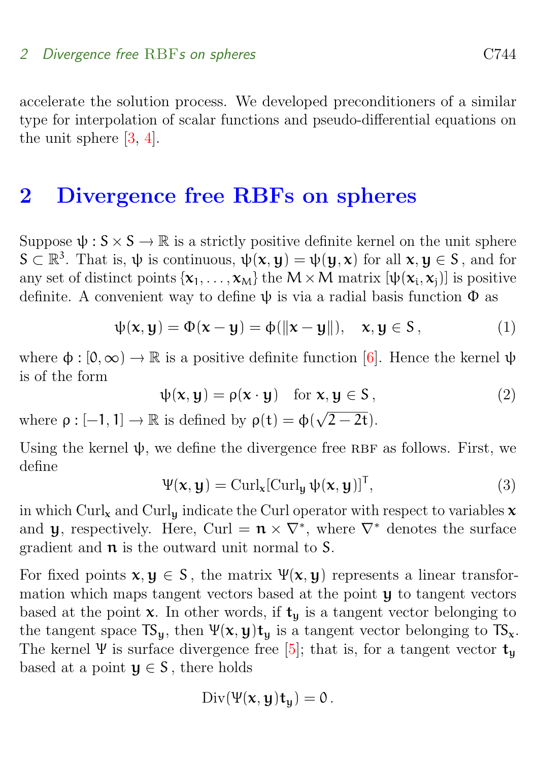accelerate the solution process. We developed preconditioners of a similar type for interpolation of scalar functions and pseudo-differential equations on the unit sphere [3, 4].

## 2 Divergence free RBFs on spheres

Suppose $\psi : S \times S \to \mathbb{R}$ is a strictly positive definite kernel on the unit sphere $S \subset \mathbb{R}^3$. That is, $\psi$ is continuous, $\psi(\mathbf{x}, \mathbf{y}) = \psi(\mathbf{y}, \mathbf{x})$ for all $\mathbf{x}, \mathbf{y} \in S$, and for any set of distinct points $\{\mathbf{x}_1, \ldots, \mathbf{x}_M\}$ the $M \times M$ matrix $[\psi(\mathbf{x}_i, \mathbf{x}_j)]$ is positive definite. A convenient way to define $\psi$ is via a radial basis function $\Phi$ as

$$\psi(\mathbf{x}, \mathbf{y}) = \Phi(\mathbf{x} - \mathbf{y}) = \phi(\|\mathbf{x} - \mathbf{y}\|), \quad \mathbf{x}, \mathbf{y} \in S, \tag{1}$$

where $\phi : [0, \infty) \to \mathbb{R}$ is a positive definite function [6]. Hence the kernel $\psi$ is of the form

$$\psi(\mathbf{x}, \mathbf{y}) = \rho(\mathbf{x} \cdot \mathbf{y}) \quad \text{for } \mathbf{x}, \mathbf{y} \in S, \tag{2}$$

where $\rho : [-1, 1] \to \mathbb{R}$ is defined by $\rho(t) = \phi(\sqrt{2 - 2t})$.

Using the kernel $\psi$, we define the divergence free RBF as follows. First, we define

$$\Psi(\mathbf{x}, \mathbf{y}) = \mathrm{Curl}_{\mathbf{x}}[\mathrm{Curl}_{\mathbf{y}}\, \psi(\mathbf{x}, \mathbf{y})]^T, \tag{3}$$

in which $\mathrm{Curl}_{\mathbf{x}}$ and $\mathrm{Curl}_{\mathbf{y}}$ indicate the Curl operator with respect to variables $\mathbf{x}$ and $\mathbf{y}$, respectively. Here, $\mathrm{Curl} = \mathbf{n} \times \nabla^*$, where $\nabla^*$ denotes the surface gradient and $\mathbf{n}$ is the outward unit normal to $S$.

For fixed points $\mathbf{x}, \mathbf{y} \in S$, the matrix $\Psi(\mathbf{x}, \mathbf{y})$ represents a linear transformation which maps tangent vectors based at the point $\mathbf{y}$ to tangent vectors based at the point $\mathbf{x}$. In other words, if $\mathbf{t}_{\mathbf{y}}$ is a tangent vector belonging to the tangent space $TS_{\mathbf{y}}$, then $\Psi(\mathbf{x}, \mathbf{y})\mathbf{t}_{\mathbf{y}}$ is a tangent vector belonging to $TS_{\mathbf{x}}$. The kernel $\Psi$ is surface divergence free [5]; that is, for a tangent vector $\mathbf{t}_{\mathbf{y}}$ based at a point $\mathbf{y} \in S$, there holds

$$\mathrm{Div}(\Psi(\mathbf{x}, \mathbf{y})\mathbf{t}_{\mathbf{y}}) = 0 .$$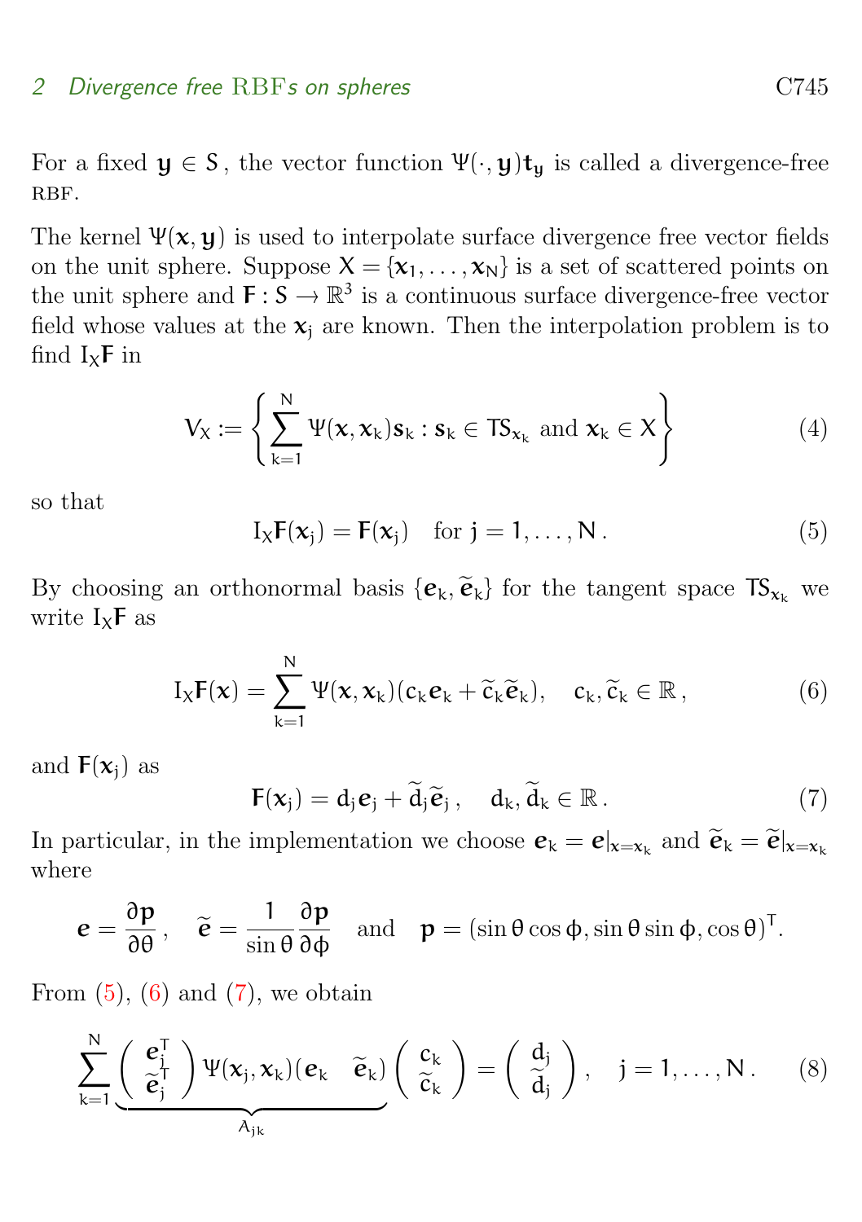For a fixed $\mathbf{y} \in S$, the vector function $\Psi(\cdot, \mathbf{y})\mathbf{t}_\mathbf{y}$ is called a divergence-free RBF.

The kernel $\Psi(\mathbf{x}, \mathbf{y})$ is used to interpolate surface divergence free vector fields on the unit sphere. Suppose $X = \{\mathbf{x}_1, \ldots, \mathbf{x}_N\}$ is a set of scattered points on the unit sphere and $\mathbf{F} : S \to \mathbb{R}^3$ is a continuous surface divergence-free vector field whose values at the $\mathbf{x}_j$ are known. Then the interpolation problem is to find $I_X\mathbf{F}$ in

$$V_X := \left\{ \sum_{k=1}^{N} \Psi(\mathbf{x}, \mathbf{x}_k)\mathbf{s}_k : \mathbf{s}_k \in TS_{\mathbf{x}_k} \text{ and } \mathbf{x}_k \in X \right\} \tag{4}$$

so that

$$I_X\mathbf{F}(\mathbf{x}_j) = \mathbf{F}(\mathbf{x}_j) \quad \text{for } j = 1, \ldots, N\,. \tag{5}$$

By choosing an orthonormal basis $\{\boldsymbol{e}_k, \widetilde{\boldsymbol{e}}_k\}$ for the tangent space $TS_{\mathbf{x}_k}$ we write $I_X\mathbf{F}$ as

$$I_X\mathbf{F}(\mathbf{x}) = \sum_{k=1}^{N} \Psi(\mathbf{x}, \mathbf{x}_k)(c_k\boldsymbol{e}_k + \widetilde{c}_k\widetilde{\boldsymbol{e}}_k), \quad c_k, \widetilde{c}_k \in \mathbb{R}\,, \tag{6}$$

and $\mathbf{F}(\mathbf{x}_j)$ as

$$\mathbf{F}(\mathbf{x}_j) = d_j\boldsymbol{e}_j + \widetilde{d}_j\widetilde{\boldsymbol{e}}_j\,, \quad d_k, \widetilde{d}_k \in \mathbb{R}\,. \tag{7}$$

In particular, in the implementation we choose $\boldsymbol{e}_k = \boldsymbol{e}|_{\mathbf{x}=\mathbf{x}_k}$ and $\widetilde{\boldsymbol{e}}_k = \widetilde{\boldsymbol{e}}|_{\mathbf{x}=\mathbf{x}_k}$ where

$$\boldsymbol{e} = \frac{\partial \mathbf{p}}{\partial \theta}\,, \quad \widetilde{\boldsymbol{e}} = \frac{1}{\sin\theta}\frac{\partial \mathbf{p}}{\partial \phi} \quad \text{and} \quad \mathbf{p} = (\sin\theta\cos\phi, \sin\theta\sin\phi, \cos\theta)^T.$$

From (5), (6) and (7), we obtain

$$\sum_{k=1}^{N} \underbrace{\begin{pmatrix} \boldsymbol{e}_j^T \\ \widetilde{\boldsymbol{e}}_j^T \end{pmatrix} \Psi(\mathbf{x}_j, \mathbf{x}_k)(\boldsymbol{e}_k \quad \widetilde{\boldsymbol{e}}_k)}_{A_{jk}} \begin{pmatrix} c_k \\ \widetilde{c}_k \end{pmatrix} = \begin{pmatrix} d_j \\ \widetilde{d}_j \end{pmatrix}, \quad j = 1, \ldots, N\,. \tag{8}$$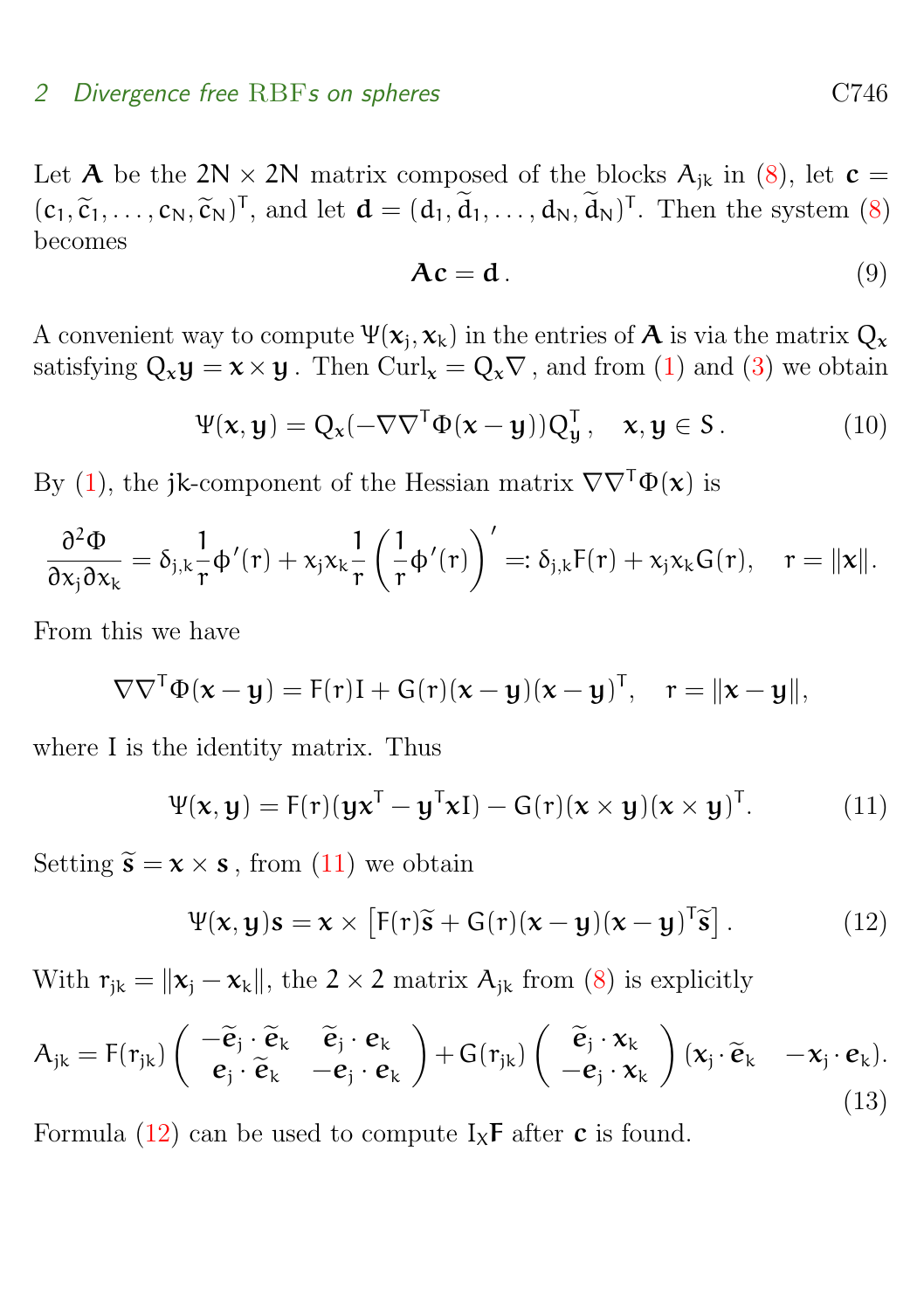Let $\mathbf{A}$ be the $2N \times 2N$ matrix composed of the blocks $A_{jk}$ in (8), let $\mathbf{c} = (c_1, \widetilde{c}_1, \ldots, c_N, \widetilde{c}_N)^T$, and let $\mathbf{d} = (d_1, \widetilde{d}_1, \ldots, d_N, \widetilde{d}_N)^T$. Then the system (8) becomes

$$\mathbf{A}\mathbf{c} = \mathbf{d}\,. \tag{9}$$

A convenient way to compute $\Psi(\boldsymbol{x}_j, \boldsymbol{x}_k)$ in the entries of $\mathbf{A}$ is via the matrix $Q_{\boldsymbol{x}}$ satisfying $Q_{\boldsymbol{x}}\boldsymbol{y} = \boldsymbol{x} \times \boldsymbol{y}$. Then $\mathrm{Curl}_{\boldsymbol{x}} = Q_{\boldsymbol{x}}\nabla$, and from (1) and (3) we obtain

$$\Psi(\boldsymbol{x}, \boldsymbol{y}) = Q_{\boldsymbol{x}}(-\nabla\nabla^T\Phi(\boldsymbol{x} - \boldsymbol{y}))Q_{\boldsymbol{y}}^T, \quad \boldsymbol{x}, \boldsymbol{y} \in S\,. \tag{10}$$

By (1), the $jk$-component of the Hessian matrix $\nabla\nabla^T\Phi(\boldsymbol{x})$ is

$$\frac{\partial^2\Phi}{\partial x_j \partial x_k} = \delta_{j,k}\frac{1}{r}\phi'(r) + x_j x_k \frac{1}{r}\left(\frac{1}{r}\phi'(r)\right)' =: \delta_{j,k}F(r) + x_j x_k G(r), \quad r = \|\boldsymbol{x}\|.$$

From this we have

$$\nabla\nabla^T\Phi(\boldsymbol{x} - \boldsymbol{y}) = F(r)I + G(r)(\boldsymbol{x} - \boldsymbol{y})(\boldsymbol{x} - \boldsymbol{y})^T, \quad r = \|\boldsymbol{x} - \boldsymbol{y}\|,$$

where $I$ is the identity matrix. Thus

$$\Psi(\boldsymbol{x}, \boldsymbol{y}) = F(r)(\boldsymbol{y}\boldsymbol{x}^T - \boldsymbol{y}^T\boldsymbol{x}I) - G(r)(\boldsymbol{x} \times \boldsymbol{y})(\boldsymbol{x} \times \boldsymbol{y})^T. \tag{11}$$

Setting $\widetilde{\boldsymbol{s}} = \boldsymbol{x} \times \boldsymbol{s}$, from (11) we obtain

$$\Psi(\boldsymbol{x}, \boldsymbol{y})\boldsymbol{s} = \boldsymbol{x} \times \left[F(r)\widetilde{\boldsymbol{s}} + G(r)(\boldsymbol{x} - \boldsymbol{y})(\boldsymbol{x} - \boldsymbol{y})^T\widetilde{\boldsymbol{s}}\right]. \tag{12}$$

With $r_{jk} = \|\boldsymbol{x}_j - \boldsymbol{x}_k\|$, the $2 \times 2$ matrix $A_{jk}$ from (8) is explicitly

$$A_{jk} = F(r_{jk})\begin{pmatrix} -\widetilde{\boldsymbol{e}}_j \cdot \widetilde{\boldsymbol{e}}_k & \widetilde{\boldsymbol{e}}_j \cdot \boldsymbol{e}_k \\ \boldsymbol{e}_j \cdot \widetilde{\boldsymbol{e}}_k & -\boldsymbol{e}_j \cdot \boldsymbol{e}_k \end{pmatrix} + G(r_{jk})\begin{pmatrix} \widetilde{\boldsymbol{e}}_j \cdot \boldsymbol{x}_k \\ -\boldsymbol{e}_j \cdot \boldsymbol{x}_k \end{pmatrix}\begin{pmatrix} \boldsymbol{x}_j \cdot \widetilde{\boldsymbol{e}}_k & -\boldsymbol{x}_j \cdot \boldsymbol{e}_k \end{pmatrix}. \tag{13}$$

Formula (12) can be used to compute $I_X\mathbf{F}$ after $\mathbf{c}$ is found.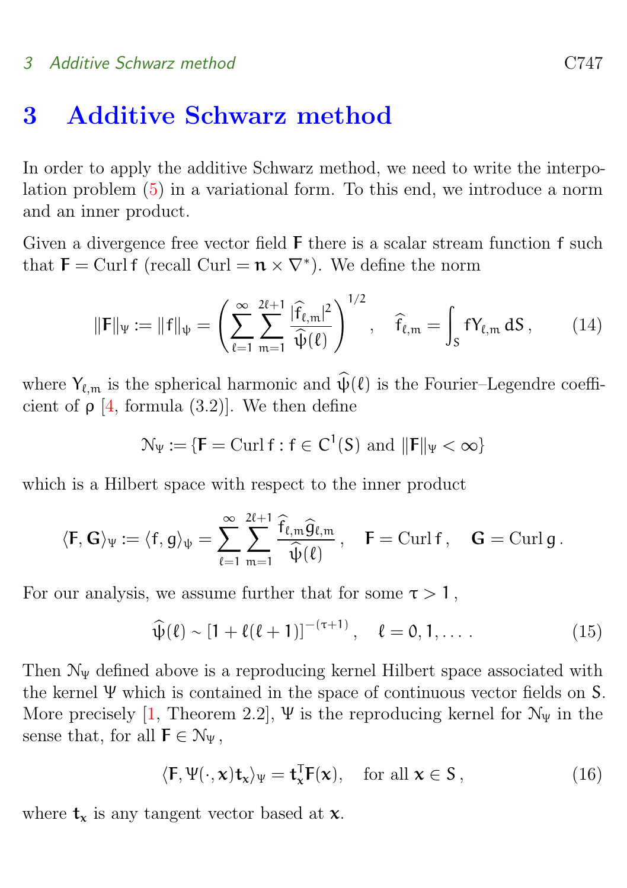## 3 Additive Schwarz method

In order to apply the additive Schwarz method, we need to write the interpolation problem (5) in a variational form. To this end, we introduce a norm and an inner product.

Given a divergence free vector field $\mathsf{F}$ there is a scalar stream function $\mathsf{f}$ such that $\mathsf{F} = \operatorname{Curl} \mathsf{f}$ (recall $\operatorname{Curl} = \mathbf{n} \times \nabla^*$). We define the norm

$$\|\mathsf{F}\|_\Psi := \|\mathsf{f}\|_\psi = \left( \sum_{\ell=1}^{\infty} \sum_{m=1}^{2\ell+1} \frac{|\widehat{\mathsf{f}}_{\ell,m}|^2}{\widehat{\psi}(\ell)} \right)^{1/2}, \quad \widehat{\mathsf{f}}_{\ell,m} = \int_S \mathsf{f} Y_{\ell,m} \, dS \,, \tag{14}$$

where $Y_{\ell,m}$ is the spherical harmonic and $\widehat{\psi}(\ell)$ is the Fourier–Legendre coefficient of $\rho$ [4, formula (3.2)]. We then define

$$\mathcal{N}_\Psi := \{\mathsf{F} = \operatorname{Curl} \mathsf{f} : \mathsf{f} \in C^1(S) \text{ and } \|\mathsf{F}\|_\Psi < \infty\}$$

which is a Hilbert space with respect to the inner product

$$\langle \mathsf{F}, \mathbf{G} \rangle_\Psi := \langle \mathsf{f}, \mathsf{g} \rangle_\psi = \sum_{\ell=1}^{\infty} \sum_{m=1}^{2\ell+1} \frac{\widehat{\mathsf{f}}_{\ell,m} \widehat{\mathsf{g}}_{\ell,m}}{\widehat{\psi}(\ell)} \,, \quad \mathsf{F} = \operatorname{Curl} \mathsf{f} \,, \quad \mathbf{G} = \operatorname{Curl} \mathsf{g} \,.$$

For our analysis, we assume further that for some $\tau > 1$ ,

$$\widehat{\psi}(\ell) \sim [1 + \ell(\ell+1)]^{-(\tau+1)} \,, \quad \ell = 0, 1, \ldots \,. \tag{15}$$

Then $\mathcal{N}_\Psi$ defined above is a reproducing kernel Hilbert space associated with the kernel $\Psi$ which is contained in the space of continuous vector fields on $S$. More precisely [1, Theorem 2.2], $\Psi$ is the reproducing kernel for $\mathcal{N}_\Psi$ in the sense that, for all $\mathsf{F} \in \mathcal{N}_\Psi$ ,

$$\langle \mathsf{F}, \Psi(\cdot, \mathbf{x}) \mathbf{t}_\mathbf{x} \rangle_\Psi = \mathbf{t}_\mathbf{x}^T \mathsf{F}(\mathbf{x}), \quad \text{for all } \mathbf{x} \in S \,, \tag{16}$$

where $\mathbf{t}_\mathbf{x}$ is any tangent vector based at $\mathbf{x}$.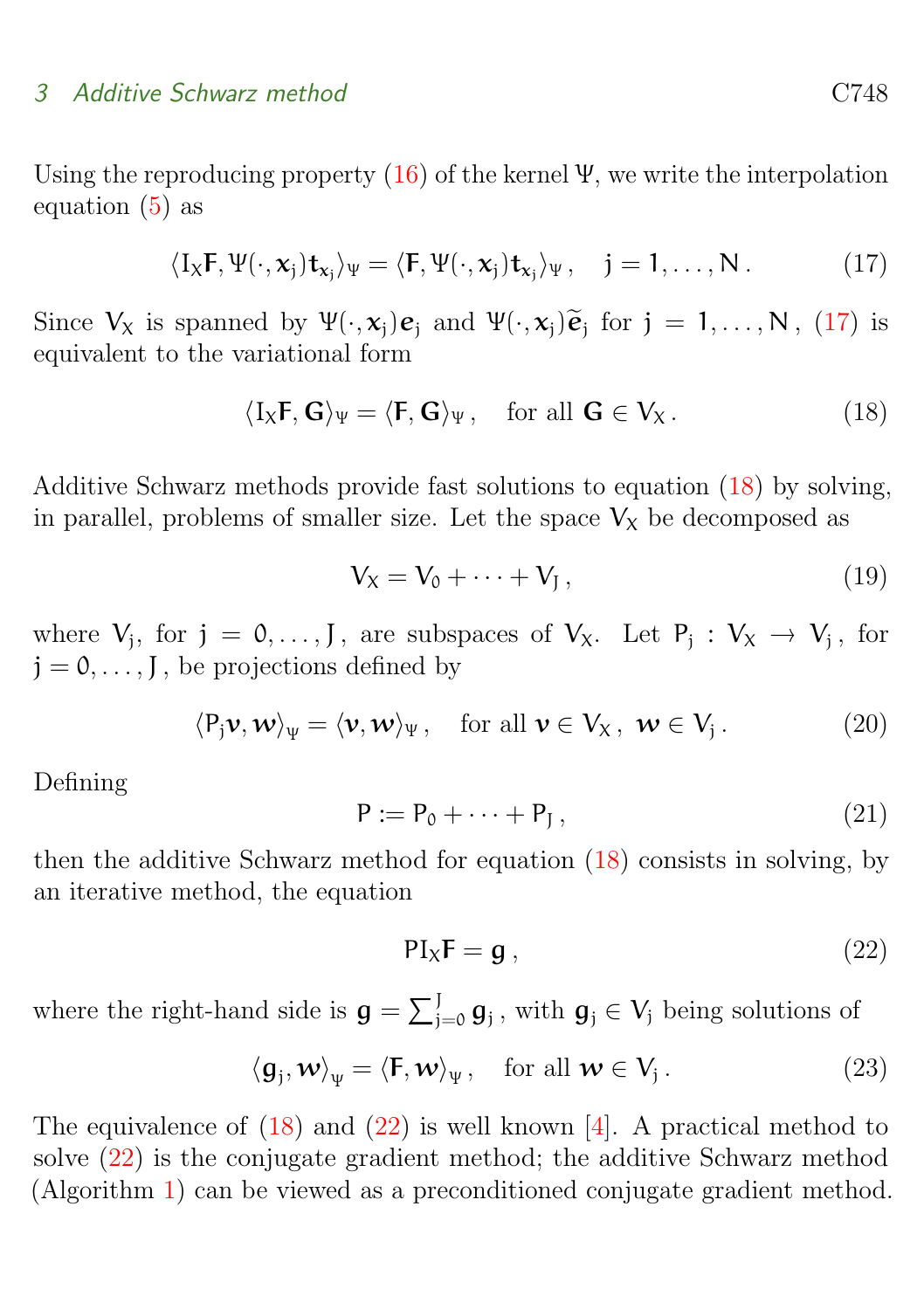Using the reproducing property (16) of the kernel $\Psi$, we write the interpolation equation (5) as

$$\langle I_X \mathsf{F}, \Psi(\cdot, x_j) t_{x_j} \rangle_\Psi = \langle \mathsf{F}, \Psi(\cdot, x_j) t_{x_j} \rangle_\Psi , \quad j = 1, \ldots, N . \tag{17}$$

Since $V_X$ is spanned by $\Psi(\cdot, x_j)\boldsymbol{e}_j$ and $\Psi(\cdot, x_j)\widetilde{\boldsymbol{e}}_j$ for $j = 1, \ldots, N$, (17) is equivalent to the variational form

$$\langle I_X \mathsf{F}, \mathbf{G} \rangle_\Psi = \langle \mathsf{F}, \mathbf{G} \rangle_\Psi , \quad \text{for all } \mathbf{G} \in V_X . \tag{18}$$

Additive Schwarz methods provide fast solutions to equation (18) by solving, in parallel, problems of smaller size. Let the space $V_X$ be decomposed as

$$V_X = V_0 + \cdots + V_J , \tag{19}$$

where $V_j$, for $j = 0, \ldots, J$, are subspaces of $V_X$. Let $P_j : V_X \to V_j$, for $j = 0, \ldots, J$, be projections defined by

$$\langle P_j \boldsymbol{v}, \boldsymbol{w} \rangle_\Psi = \langle \boldsymbol{v}, \boldsymbol{w} \rangle_\Psi , \quad \text{for all } \boldsymbol{v} \in V_X , \ \boldsymbol{w} \in V_j . \tag{20}$$

Defining

$$P := P_0 + \cdots + P_J , \tag{21}$$

then the additive Schwarz method for equation (18) consists in solving, by an iterative method, the equation

$$P I_X \mathsf{F} = \mathsf{g} , \tag{22}$$

where the right-hand side is $\mathsf{g} = \sum_{j=0}^{J} \mathsf{g}_j$, with $\mathsf{g}_j \in V_j$ being solutions of

$$\langle \mathsf{g}_j, \boldsymbol{w} \rangle_\Psi = \langle \mathsf{F}, \boldsymbol{w} \rangle_\Psi , \quad \text{for all } \boldsymbol{w} \in V_j . \tag{23}$$

The equivalence of (18) and (22) is well known [4]. A practical method to solve (22) is the conjugate gradient method; the additive Schwarz method (Algorithm 1) can be viewed as a preconditioned conjugate gradient method.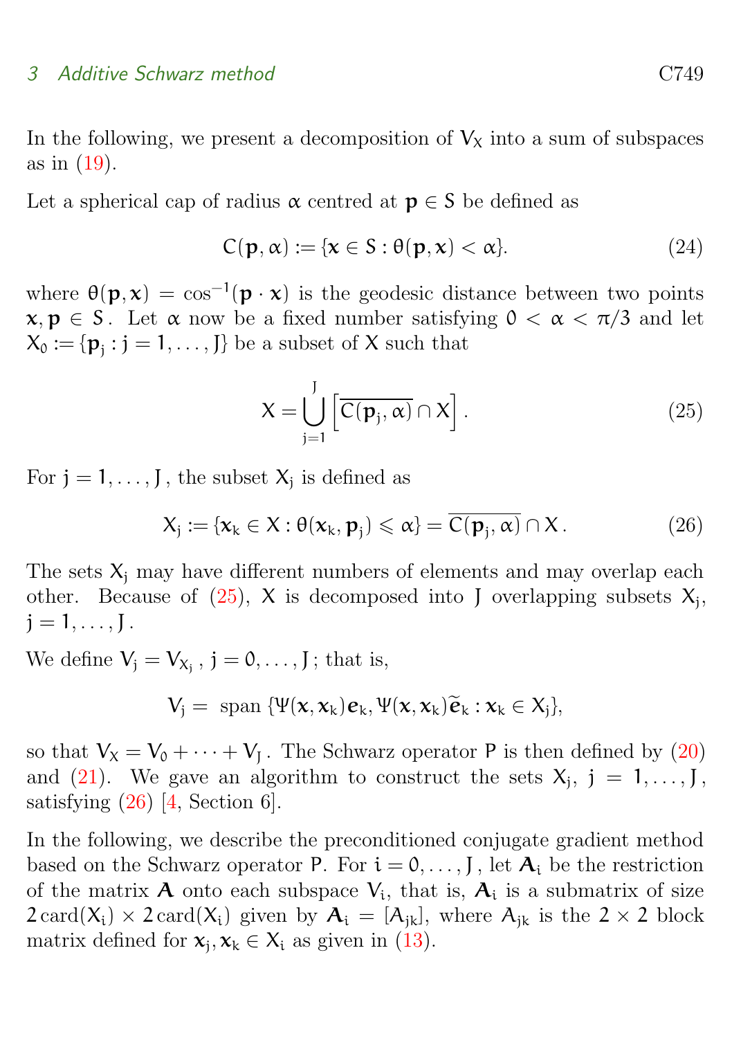In the following, we present a decomposition of $V_X$ into a sum of subspaces as in (19).

Let a spherical cap of radius $\alpha$ centred at $\mathbf{p} \in S$ be defined as

$$C(\mathbf{p}, \alpha) := \{\mathbf{x} \in S : \theta(\mathbf{p}, \mathbf{x}) < \alpha\}. \tag{24}$$

where $\theta(\mathbf{p}, \mathbf{x}) = \cos^{-1}(\mathbf{p} \cdot \mathbf{x})$ is the geodesic distance between two points $\mathbf{x}, \mathbf{p} \in S$. Let $\alpha$ now be a fixed number satisfying $0 < \alpha < \pi/3$ and let $X_0 := \{\mathbf{p}_j : j = 1, \dots, J\}$ be a subset of $X$ such that

$$X = \bigcup_{j=1}^{J} \left[ \overline{C(\mathbf{p}_j, \alpha)} \cap X \right]. \tag{25}$$

For $j = 1, \dots, J$, the subset $X_j$ is defined as

$$X_j := \{\mathbf{x}_k \in X : \theta(\mathbf{x}_k, \mathbf{p}_j) \leqslant \alpha\} = \overline{C(\mathbf{p}_j, \alpha)} \cap X. \tag{26}$$

The sets $X_j$ may have different numbers of elements and may overlap each other. Because of (25), $X$ is decomposed into $J$ overlapping subsets $X_j$, $j = 1, \dots, J$.

We define $V_j = V_{X_j}$, $j = 0, \dots, J$; that is,

$$V_j = \text{ span } \{\Psi(\mathbf{x}, \mathbf{x}_k)\boldsymbol{e}_k, \Psi(\mathbf{x}, \mathbf{x}_k)\widetilde{\boldsymbol{e}}_k : \mathbf{x}_k \in X_j\},$$

so that $V_X = V_0 + \cdots + V_J$. The Schwarz operator $P$ is then defined by (20) and (21). We gave an algorithm to construct the sets $X_j$, $j = 1, \dots, J$, satisfying (26) [4, Section 6].

In the following, we describe the preconditioned conjugate gradient method based on the Schwarz operator $P$. For $i = 0, \dots, J$, let $\boldsymbol{A}_i$ be the restriction of the matrix $\boldsymbol{A}$ onto each subspace $V_i$, that is, $\boldsymbol{A}_i$ is a submatrix of size $2\,\mathrm{card}(X_i) \times 2\,\mathrm{card}(X_i)$ given by $\boldsymbol{A}_i = [A_{jk}]$, where $A_{jk}$ is the $2 \times 2$ block matrix defined for $\mathbf{x}_j, \mathbf{x}_k \in X_i$ as given in (13).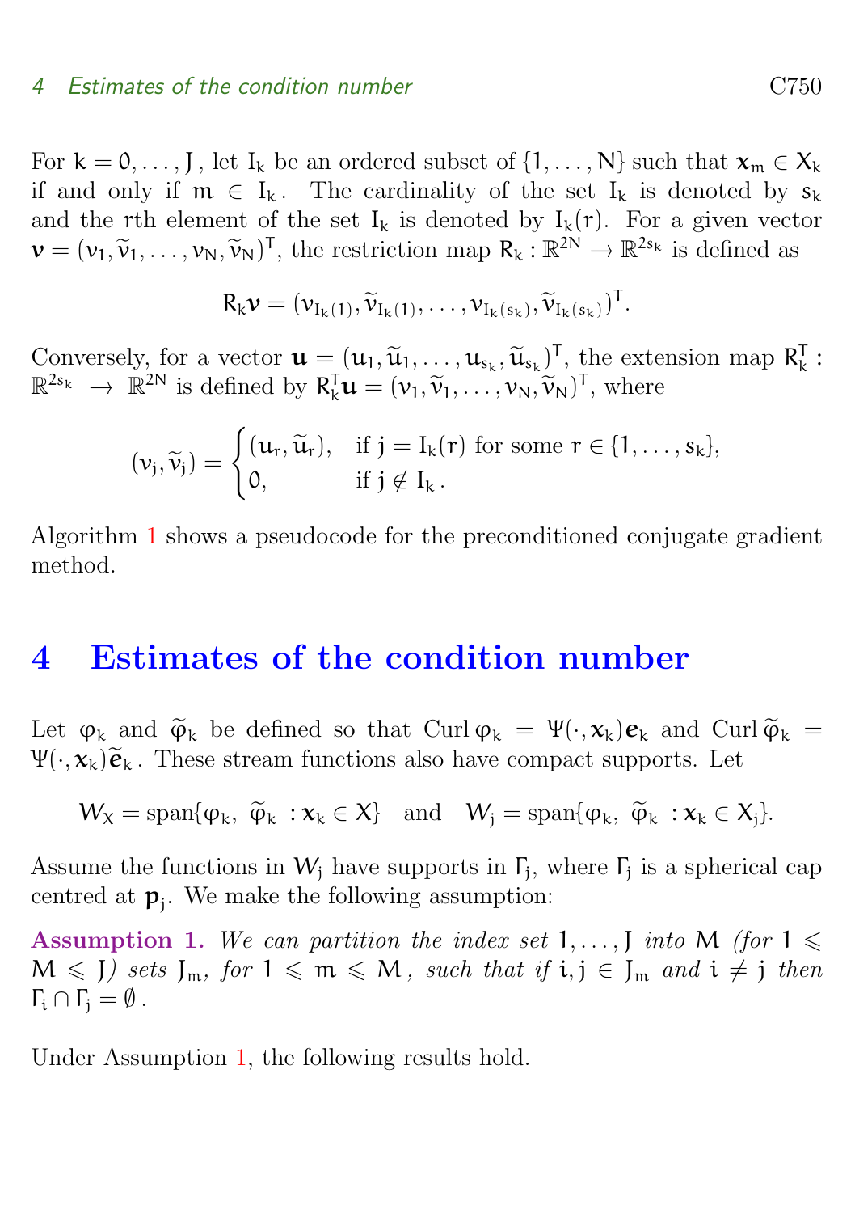For $k = 0, \dots, J$, let $I_k$ be an ordered subset of $\{1, \dots, N\}$ such that $\boldsymbol{x}_m \in X_k$ if and only if $m \in I_k$. The cardinality of the set $I_k$ is denoted by $s_k$ and the $r$th element of the set $I_k$ is denoted by $I_k(r)$. For a given vector $\boldsymbol{v} = (v_1, \widetilde{v}_1, \dots, v_N, \widetilde{v}_N)^T$, the restriction map $R_k : \mathbb{R}^{2N} \to \mathbb{R}^{2s_k}$ is defined as

$$R_k \boldsymbol{v} = (v_{I_k(1)}, \widetilde{v}_{I_k(1)}, \dots, v_{I_k(s_k)}, \widetilde{v}_{I_k(s_k)})^T.$$

Conversely, for a vector $\boldsymbol{u} = (u_1, \widetilde{u}_1, \dots, u_{s_k}, \widetilde{u}_{s_k})^T$, the extension map $R_k^T : \mathbb{R}^{2s_k} \to \mathbb{R}^{2N}$ is defined by $R_k^T \boldsymbol{u} = (v_1, \widetilde{v}_1, \dots, v_N, \widetilde{v}_N)^T$, where

$$(v_j, \widetilde{v}_j) = \begin{cases} (u_r, \widetilde{u}_r), & \text{if } j = I_k(r) \text{ for some } r \in \{1, \dots, s_k\}, \\ 0, & \text{if } j \notin I_k. \end{cases}$$

Algorithm 1 shows a pseudocode for the preconditioned conjugate gradient method.

# 4 Estimates of the condition number

Let $\varphi_k$ and $\widetilde{\varphi}_k$ be defined so that $\operatorname{Curl} \varphi_k = \Psi(\cdot, \boldsymbol{x}_k) \boldsymbol{e}_k$ and $\operatorname{Curl} \widetilde{\varphi}_k = \Psi(\cdot, \boldsymbol{x}_k) \widetilde{\boldsymbol{e}}_k$. These stream functions also have compact supports. Let

$$W_X = \operatorname{span}\{\varphi_k,\ \widetilde{\varphi}_k\ : \boldsymbol{x}_k \in X\} \quad \text{and} \quad W_j = \operatorname{span}\{\varphi_k,\ \widetilde{\varphi}_k\ : \boldsymbol{x}_k \in X_j\}.$$

Assume the functions in $W_j$ have supports in $\Gamma_j$, where $\Gamma_j$ is a spherical cap centred at $\mathbf{p}_j$. We make the following assumption:

**Assumption 1.** *We can partition the index set $1, \dots, J$ into $M$ (for $1 \leqslant M \leqslant J$) sets $J_m$, for $1 \leqslant m \leqslant M$, such that if $i, j \in J_m$ and $i \neq j$ then $\Gamma_i \cap \Gamma_j = \emptyset$.*

Under Assumption 1, the following results hold.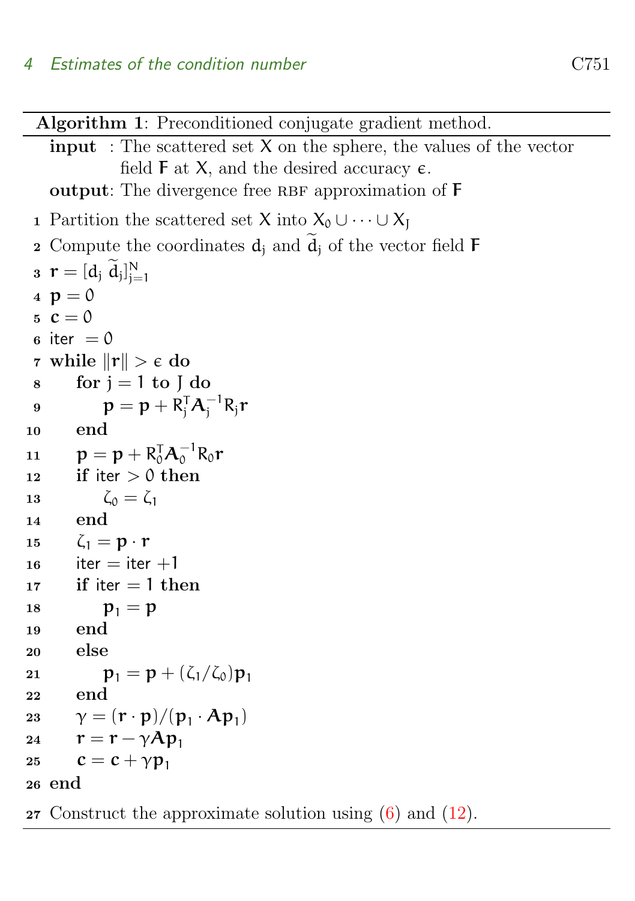**Algorithm 1**: Preconditioned conjugate gradient method.

**input** : The scattered set $X$ on the sphere, the values of the vector field $F$ at $X$, and the desired accuracy $\epsilon$.

**output**: The divergence free RBF approximation of $F$

```
1  Partition the scattered set X into X_0 ∪ ··· ∪ X_J
2  Compute the coordinates d_j and d̃_j of the vector field F
3  r = [d_j d̃_j]_{j=1}^N
4  p = 0
5  c = 0
6  iter = 0
7  while ‖r‖ > ϵ do
8      for j = 1 to J do
9          p = p + R_j^T A_j^{-1} R_j r
10     end
11     p = p + R_0^T A_0^{-1} R_0 r
12     if iter > 0 then
13         ζ_0 = ζ_1
14     end
15     ζ_1 = p · r
16     iter = iter + 1
17     if iter = 1 then
18         p_1 = p
19     end
20     else
21         p_1 = p + (ζ_1/ζ_0) p_1
22     end
23     γ = (r · p)/(p_1 · A p_1)
24     r = r − γ A p_1
25     c = c + γ p_1
26 end
27 Construct the approximate solution using (6) and (12).
```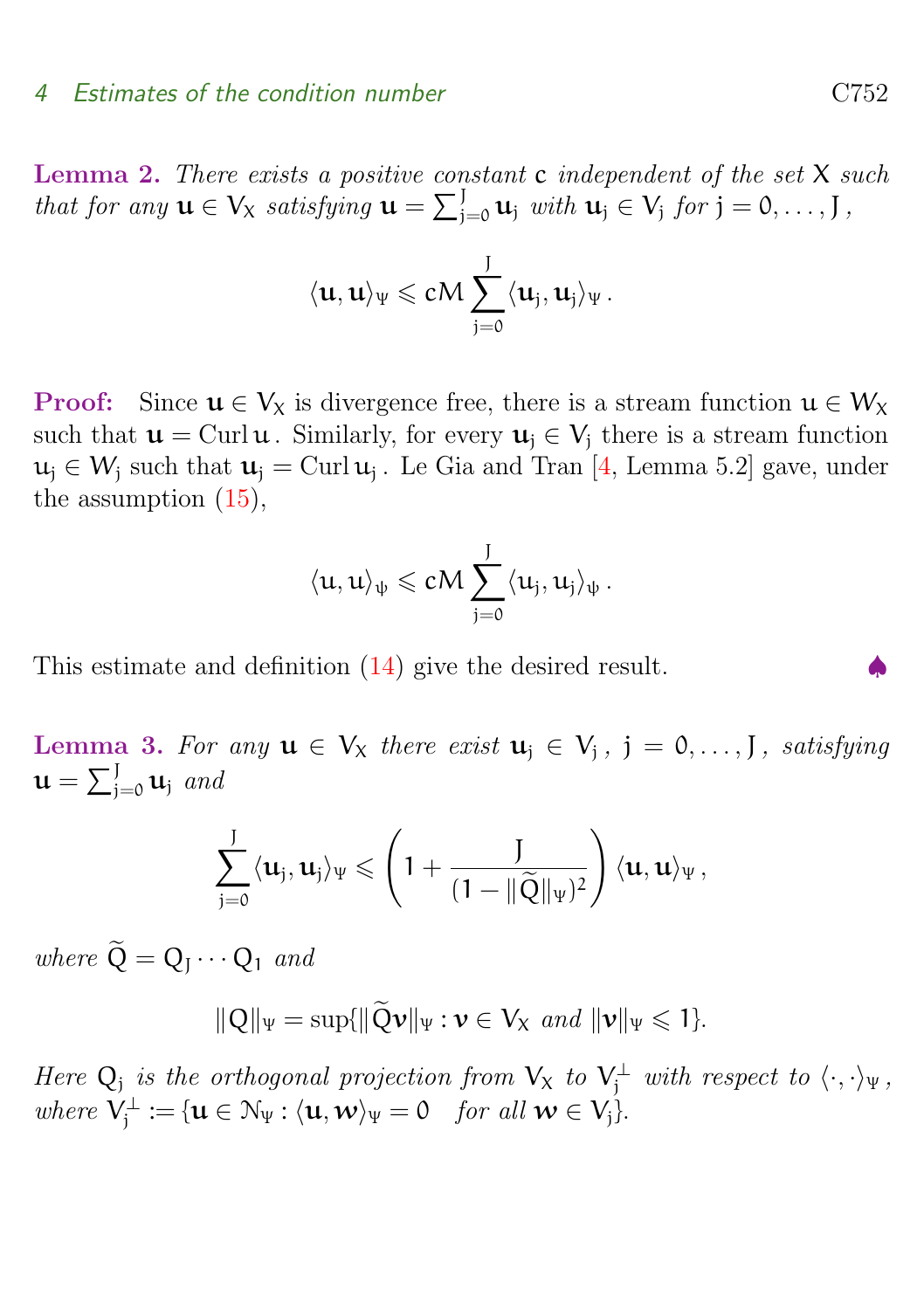**Lemma 2.** *There exists a positive constant* $c$ *independent of the set* $X$ *such that for any* $\mathbf{u} \in V_X$ *satisfying* $\mathbf{u} = \sum_{j=0}^{J} \mathbf{u}_j$ *with* $\mathbf{u}_j \in V_j$ *for* $j = 0, \ldots, J$,

$$\langle \mathbf{u}, \mathbf{u} \rangle_\Psi \leqslant cM \sum_{j=0}^{J} \langle \mathbf{u}_j, \mathbf{u}_j \rangle_\Psi \,.$$

**Proof:** Since $\mathbf{u} \in V_X$ is divergence free, there is a stream function $u \in W_X$ such that $\mathbf{u} = \operatorname{Curl} u$. Similarly, for every $\mathbf{u}_j \in V_j$ there is a stream function $u_j \in W_j$ such that $\mathbf{u}_j = \operatorname{Curl} u_j$. Le Gia and Tran [4, Lemma 5.2] gave, under the assumption (15),

$$\langle u, u \rangle_\psi \leqslant cM \sum_{j=0}^{J} \langle u_j, u_j \rangle_\psi \,.$$

This estimate and definition (14) give the desired result. ♠

**Lemma 3.** *For any* $\mathbf{u} \in V_X$ *there exist* $\mathbf{u}_j \in V_j$, $j = 0, \ldots, J$, *satisfying* $\mathbf{u} = \sum_{j=0}^{J} \mathbf{u}_j$ *and*

$$\sum_{j=0}^{J} \langle \mathbf{u}_j, \mathbf{u}_j \rangle_\Psi \leqslant \left( 1 + \frac{J}{(1 - \|\widetilde{Q}\|_\Psi)^2} \right) \langle \mathbf{u}, \mathbf{u} \rangle_\Psi \,,$$

*where* $\widetilde{Q} = Q_J \cdots Q_1$ *and*

$$\|Q\|_\Psi = \sup\{\|\widetilde{Q}\boldsymbol{v}\|_\Psi : \boldsymbol{v} \in V_X \text{ and } \|\boldsymbol{v}\|_\Psi \leqslant 1\}.$$

*Here* $Q_j$ *is the orthogonal projection from* $V_X$ *to* $V_j^\perp$ *with respect to* $\langle \cdot, \cdot \rangle_\Psi$, *where* $V_j^\perp := \{\mathbf{u} \in \mathcal{N}_\Psi : \langle \mathbf{u}, \boldsymbol{w} \rangle_\Psi = 0 \quad \text{for all } \boldsymbol{w} \in V_j\}$.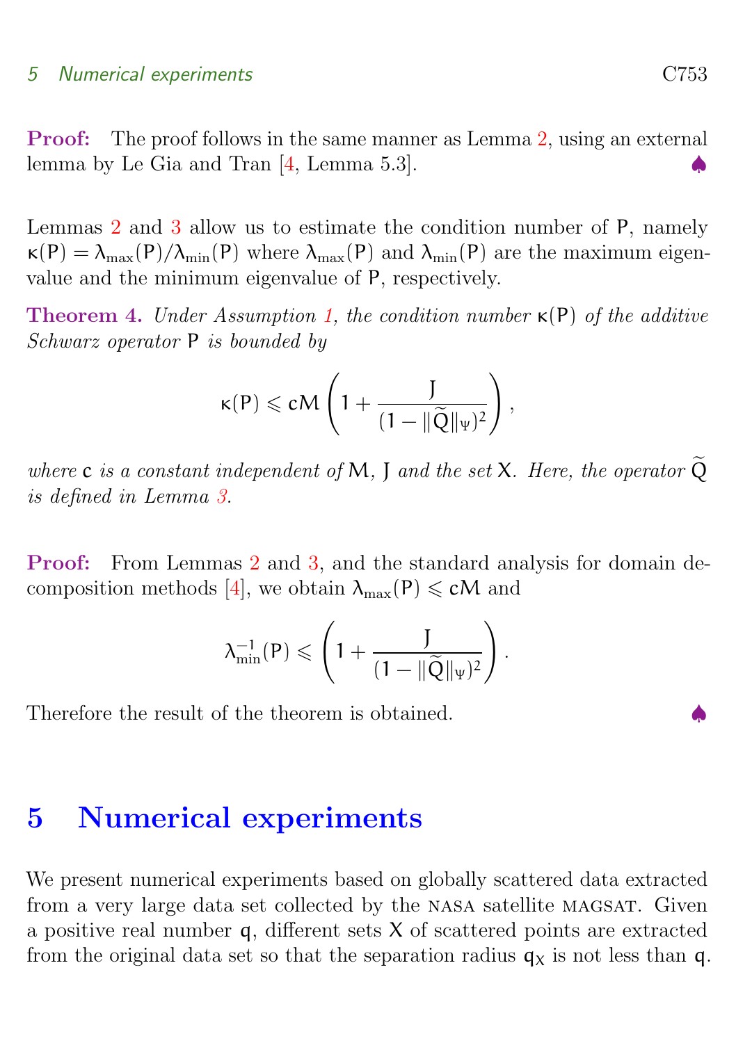**Proof:** The proof follows in the same manner as Lemma 2, using an external lemma by Le Gia and Tran [4, Lemma 5.3]. ♠

Lemmas 2 and 3 allow us to estimate the condition number of $\mathsf{P}$, namely $\kappa(\mathsf{P}) = \lambda_{\max}(\mathsf{P})/\lambda_{\min}(\mathsf{P})$ where $\lambda_{\max}(\mathsf{P})$ and $\lambda_{\min}(\mathsf{P})$ are the maximum eigenvalue and the minimum eigenvalue of $\mathsf{P}$, respectively.

**Theorem 4.** *Under Assumption 1, the condition number $\kappa(\mathsf{P})$ of the additive Schwarz operator $\mathsf{P}$ is bounded by*

$$\kappa(\mathsf{P}) \leqslant c M \left(1 + \frac{J}{(1 - \|\widetilde{Q}\|_{\Psi})^2}\right),$$

*where $c$ is a constant independent of $M$, $J$ and the set $X$. Here, the operator $\widetilde{Q}$ is defined in Lemma 3.*

**Proof:** From Lemmas 2 and 3, and the standard analysis for domain decomposition methods [4], we obtain $\lambda_{\max}(\mathsf{P}) \leqslant cM$ and

$$\lambda_{\min}^{-1}(\mathsf{P}) \leqslant \left(1 + \frac{J}{(1 - \|\widetilde{Q}\|_{\Psi})^2}\right).$$

Therefore the result of the theorem is obtained. ♠

## 5 Numerical experiments

We present numerical experiments based on globally scattered data extracted from a very large data set collected by the NASA satellite MAGSAT. Given a positive real number $q$, different sets $X$ of scattered points are extracted from the original data set so that the separation radius $q_X$ is not less than $q$.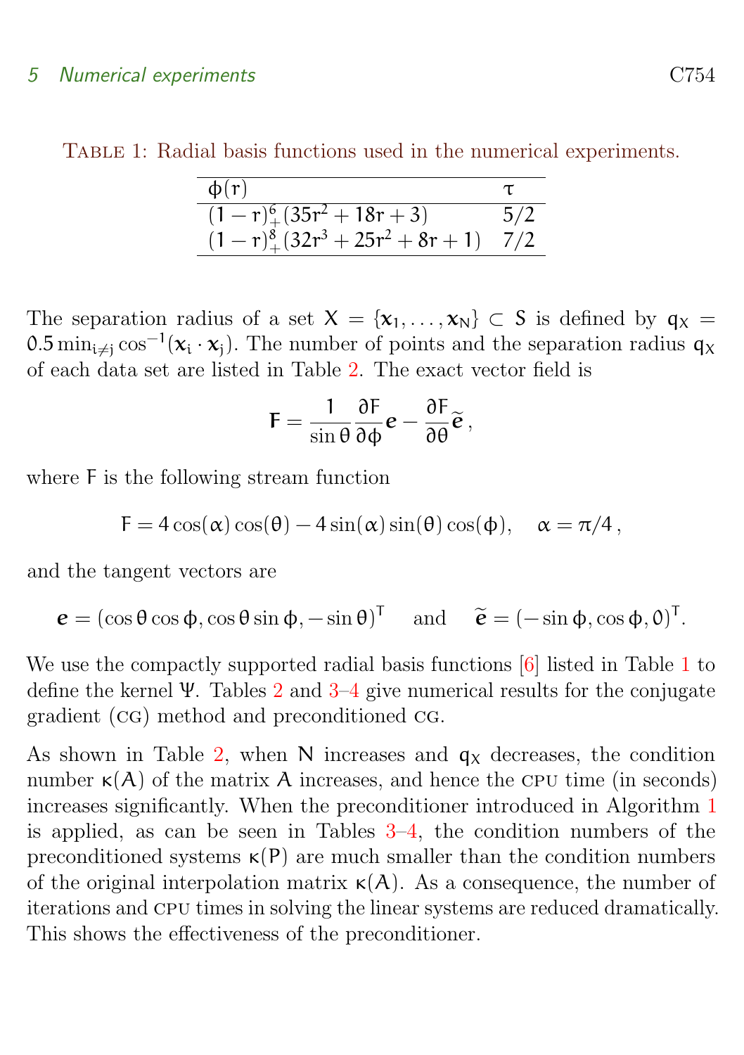Table 1: Radial basis functions used in the numerical experiments.

| $\phi(r)$ | $\tau$ |
| --- | --- |
| $(1-r)_+^6(35r^2+18r+3)$ | $5/2$ |
| $(1-r)_+^8(32r^3+25r^2+8r+1)$ | $7/2$ |

The separation radius of a set $X = \{\boldsymbol{x}_1, \ldots, \boldsymbol{x}_N\} \subset S$ is defined by $q_X = 0.5 \min_{i \neq j} \cos^{-1}(\boldsymbol{x}_i \cdot \boldsymbol{x}_j)$. The number of points and the separation radius $q_X$ of each data set are listed in Table 2. The exact vector field is

$$\mathsf{F} = \frac{1}{\sin\theta}\frac{\partial F}{\partial \phi}\boldsymbol{e} - \frac{\partial F}{\partial \theta}\widetilde{\boldsymbol{e}}\,,$$

where $F$ is the following stream function

$$F = 4\cos(\alpha)\cos(\theta) - 4\sin(\alpha)\sin(\theta)\cos(\phi), \quad \alpha = \pi/4\,,$$

and the tangent vectors are

$$\boldsymbol{e} = (\cos\theta\cos\phi, \cos\theta\sin\phi, -\sin\theta)^T \quad \text{and} \quad \widetilde{\boldsymbol{e}} = (-\sin\phi, \cos\phi, 0)^T.$$

We use the compactly supported radial basis functions [6] listed in Table 1 to define the kernel $\Psi$. Tables 2 and 3–4 give numerical results for the conjugate gradient (CG) method and preconditioned CG.

As shown in Table 2, when $N$ increases and $q_X$ decreases, the condition number $\kappa(A)$ of the matrix $A$ increases, and hence the CPU time (in seconds) increases significantly. When the preconditioner introduced in Algorithm 1 is applied, as can be seen in Tables 3–4, the condition numbers of the preconditioned systems $\kappa(P)$ are much smaller than the condition numbers of the original interpolation matrix $\kappa(A)$. As a consequence, the number of iterations and CPU times in solving the linear systems are reduced dramatically. This shows the effectiveness of the preconditioner.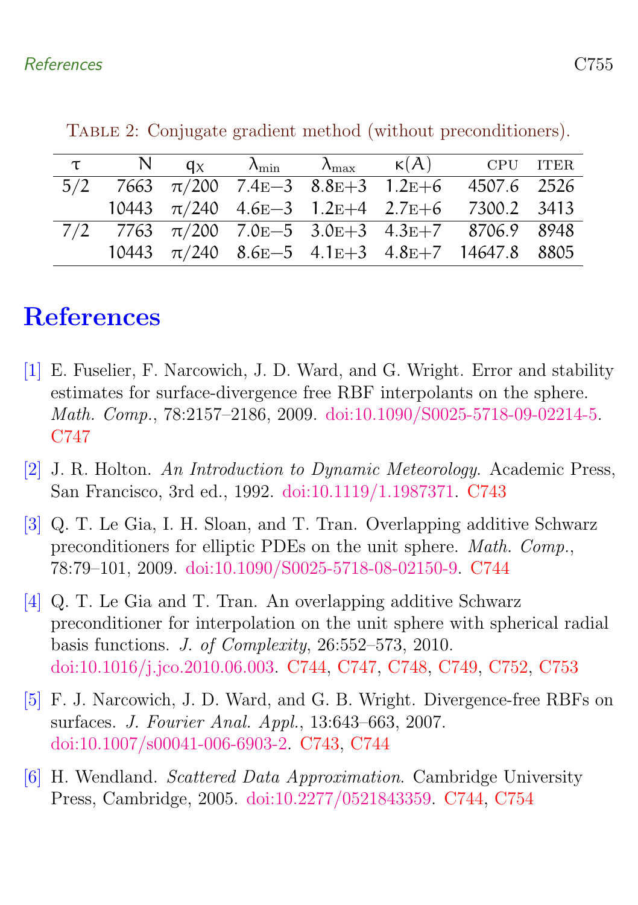Table 2: Conjugate gradient method (without preconditioners).

| $\tau$ | $N$ | $q_X$ | $\lambda_{\min}$ | $\lambda_{\max}$ | $\kappa(A)$ | CPU | ITER |
|---|---|---|---|---|---|---|---|
| 5/2 | 7663 | $\pi/200$ | 7.4E−3 | 8.8E+3 | 1.2E+6 | 4507.6 | 2526 |
| | 10443 | $\pi/240$ | 4.6E−3 | 1.2E+4 | 2.7E+6 | 7300.2 | 3413 |
| 7/2 | 7763 | $\pi/200$ | 7.0E−5 | 3.0E+3 | 4.3E+7 | 8706.9 | 8948 |
| | 10443 | $\pi/240$ | 8.6E−5 | 4.1E+3 | 4.8E+7 | 14647.8 | 8805 |

# References

[1] E. Fuselier, F. Narcowich, J. D. Ward, and G. Wright. Error and stability estimates for surface-divergence free RBF interpolants on the sphere. *Math. Comp.*, 78:2157–2186, 2009. doi:10.1090/S0025-5718-09-02214-5. C747

[2] J. R. Holton. *An Introduction to Dynamic Meteorology*. Academic Press, San Francisco, 3rd ed., 1992. doi:10.1119/1.1987371. C743

[3] Q. T. Le Gia, I. H. Sloan, and T. Tran. Overlapping additive Schwarz preconditioners for elliptic PDEs on the unit sphere. *Math. Comp.*, 78:79–101, 2009. doi:10.1090/S0025-5718-08-02150-9. C744

[4] Q. T. Le Gia and T. Tran. An overlapping additive Schwarz preconditioner for interpolation on the unit sphere with spherical radial basis functions. *J. of Complexity*, 26:552–573, 2010. doi:10.1016/j.jco.2010.06.003. C744, C747, C748, C749, C752, C753

[5] F. J. Narcowich, J. D. Ward, and G. B. Wright. Divergence-free RBFs on surfaces. *J. Fourier Anal. Appl.*, 13:643–663, 2007. doi:10.1007/s00041-006-6903-2. C743, C744

[6] H. Wendland. *Scattered Data Approximation*. Cambridge University Press, Cambridge, 2005. doi:10.2277/0521843359. C744, C754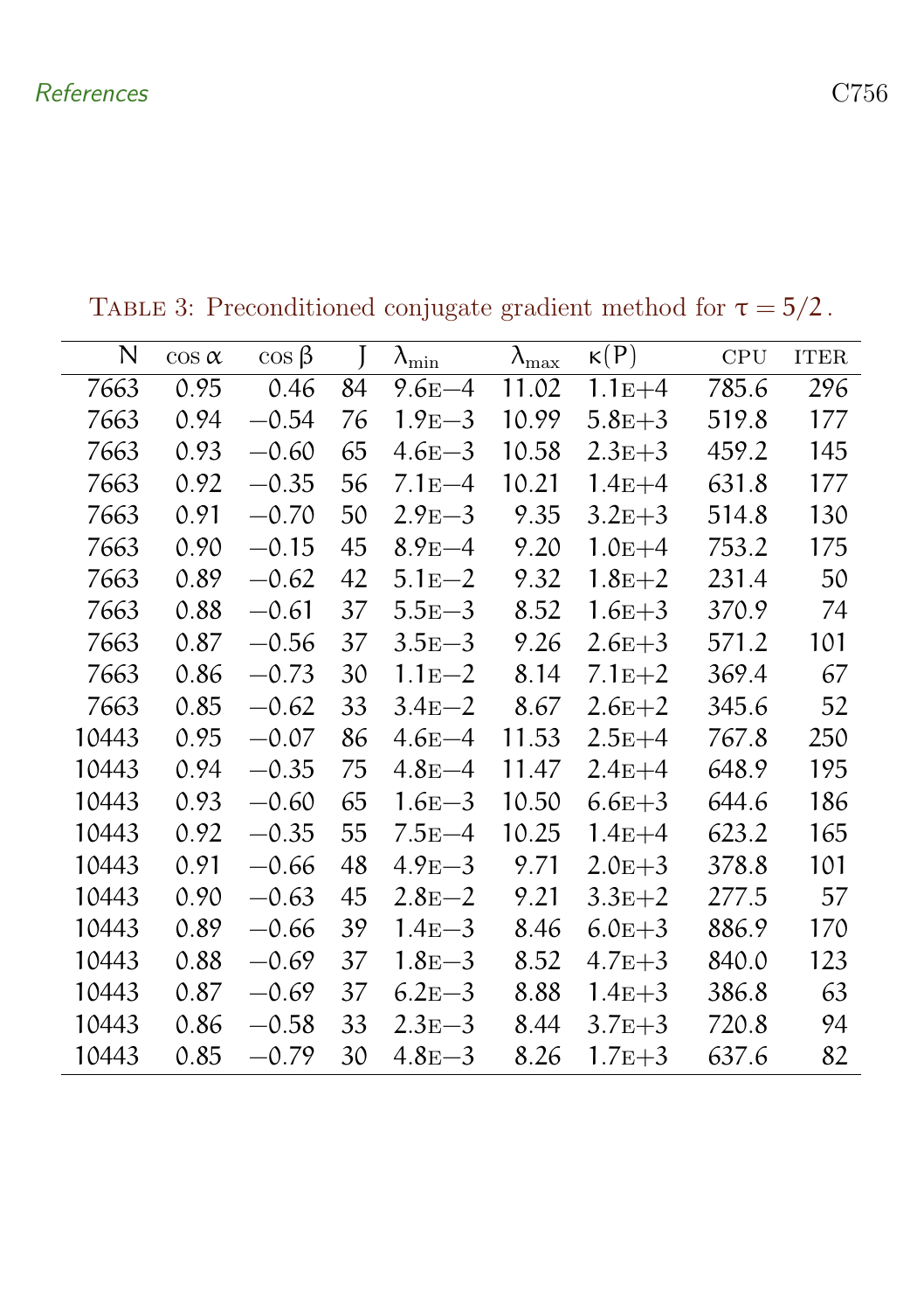Table 3: Preconditioned conjugate gradient method for $\tau = 5/2$.

| $N$ | $\cos\alpha$ | $\cos\beta$ | $J$ | $\lambda_{\min}$ | $\lambda_{\max}$ | $\kappa(P)$ | CPU | ITER |
|---|---|---|---|---|---|---|---|---|
| 7663 | 0.95 | 0.46 | 84 | 9.6E−4 | 11.02 | 1.1E+4 | 785.6 | 296 |
| 7663 | 0.94 | −0.54 | 76 | 1.9E−3 | 10.99 | 5.8E+3 | 519.8 | 177 |
| 7663 | 0.93 | −0.60 | 65 | 4.6E−3 | 10.58 | 2.3E+3 | 459.2 | 145 |
| 7663 | 0.92 | −0.35 | 56 | 7.1E−4 | 10.21 | 1.4E+4 | 631.8 | 177 |
| 7663 | 0.91 | −0.70 | 50 | 2.9E−3 | 9.35 | 3.2E+3 | 514.8 | 130 |
| 7663 | 0.90 | −0.15 | 45 | 8.9E−4 | 9.20 | 1.0E+4 | 753.2 | 175 |
| 7663 | 0.89 | −0.62 | 42 | 5.1E−2 | 9.32 | 1.8E+2 | 231.4 | 50 |
| 7663 | 0.88 | −0.61 | 37 | 5.5E−3 | 8.52 | 1.6E+3 | 370.9 | 74 |
| 7663 | 0.87 | −0.56 | 37 | 3.5E−3 | 9.26 | 2.6E+3 | 571.2 | 101 |
| 7663 | 0.86 | −0.73 | 30 | 1.1E−2 | 8.14 | 7.1E+2 | 369.4 | 67 |
| 7663 | 0.85 | −0.62 | 33 | 3.4E−2 | 8.67 | 2.6E+2 | 345.6 | 52 |
| 10443 | 0.95 | −0.07 | 86 | 4.6E−4 | 11.53 | 2.5E+4 | 767.8 | 250 |
| 10443 | 0.94 | −0.35 | 75 | 4.8E−4 | 11.47 | 2.4E+4 | 648.9 | 195 |
| 10443 | 0.93 | −0.60 | 65 | 1.6E−3 | 10.50 | 6.6E+3 | 644.6 | 186 |
| 10443 | 0.92 | −0.35 | 55 | 7.5E−4 | 10.25 | 1.4E+4 | 623.2 | 165 |
| 10443 | 0.91 | −0.66 | 48 | 4.9E−3 | 9.71 | 2.0E+3 | 378.8 | 101 |
| 10443 | 0.90 | −0.63 | 45 | 2.8E−2 | 9.21 | 3.3E+2 | 277.5 | 57 |
| 10443 | 0.89 | −0.66 | 39 | 1.4E−3 | 8.46 | 6.0E+3 | 886.9 | 170 |
| 10443 | 0.88 | −0.69 | 37 | 1.8E−3 | 8.52 | 4.7E+3 | 840.0 | 123 |
| 10443 | 0.87 | −0.69 | 37 | 6.2E−3 | 8.88 | 1.4E+3 | 386.8 | 63 |
| 10443 | 0.86 | −0.58 | 33 | 2.3E−3 | 8.44 | 3.7E+3 | 720.8 | 94 |
| 10443 | 0.85 | −0.79 | 30 | 4.8E−3 | 8.26 | 1.7E+3 | 637.6 | 82 |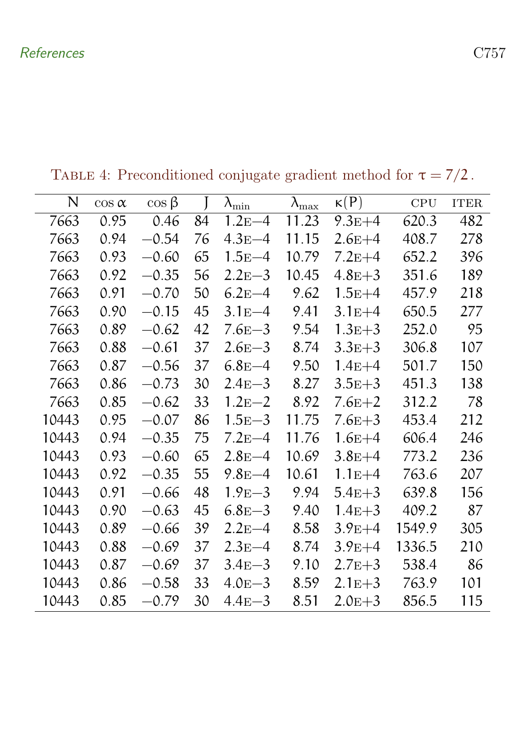Table 4: Preconditioned conjugate gradient method for $\tau = 7/2$.

| $N$ | $\cos\alpha$ | $\cos\beta$ | $J$ | $\lambda_{\min}$ | $\lambda_{\max}$ | $\kappa(P)$ | CPU | ITER |
|---:|---:|---:|---:|---:|---:|---:|---:|---:|
| 7663 | 0.95 | 0.46 | 84 | 1.2E−4 | 11.23 | 9.3E+4 | 620.3 | 482 |
| 7663 | 0.94 | −0.54 | 76 | 4.3E−4 | 11.15 | 2.6E+4 | 408.7 | 278 |
| 7663 | 0.93 | −0.60 | 65 | 1.5E−4 | 10.79 | 7.2E+4 | 652.2 | 396 |
| 7663 | 0.92 | −0.35 | 56 | 2.2E−3 | 10.45 | 4.8E+3 | 351.6 | 189 |
| 7663 | 0.91 | −0.70 | 50 | 6.2E−4 | 9.62 | 1.5E+4 | 457.9 | 218 |
| 7663 | 0.90 | −0.15 | 45 | 3.1E−4 | 9.41 | 3.1E+4 | 650.5 | 277 |
| 7663 | 0.89 | −0.62 | 42 | 7.6E−3 | 9.54 | 1.3E+3 | 252.0 | 95 |
| 7663 | 0.88 | −0.61 | 37 | 2.6E−3 | 8.74 | 3.3E+3 | 306.8 | 107 |
| 7663 | 0.87 | −0.56 | 37 | 6.8E−4 | 9.50 | 1.4E+4 | 501.7 | 150 |
| 7663 | 0.86 | −0.73 | 30 | 2.4E−3 | 8.27 | 3.5E+3 | 451.3 | 138 |
| 7663 | 0.85 | −0.62 | 33 | 1.2E−2 | 8.92 | 7.6E+2 | 312.2 | 78 |
| 10443 | 0.95 | −0.07 | 86 | 1.5E−3 | 11.75 | 7.6E+3 | 453.4 | 212 |
| 10443 | 0.94 | −0.35 | 75 | 7.2E−4 | 11.76 | 1.6E+4 | 606.4 | 246 |
| 10443 | 0.93 | −0.60 | 65 | 2.8E−4 | 10.69 | 3.8E+4 | 773.2 | 236 |
| 10443 | 0.92 | −0.35 | 55 | 9.8E−4 | 10.61 | 1.1E+4 | 763.6 | 207 |
| 10443 | 0.91 | −0.66 | 48 | 1.9E−3 | 9.94 | 5.4E+3 | 639.8 | 156 |
| 10443 | 0.90 | −0.63 | 45 | 6.8E−3 | 9.40 | 1.4E+3 | 409.2 | 87 |
| 10443 | 0.89 | −0.66 | 39 | 2.2E−4 | 8.58 | 3.9E+4 | 1549.9 | 305 |
| 10443 | 0.88 | −0.69 | 37 | 2.3E−4 | 8.74 | 3.9E+4 | 1336.5 | 210 |
| 10443 | 0.87 | −0.69 | 37 | 3.4E−3 | 9.10 | 2.7E+3 | 538.4 | 86 |
| 10443 | 0.86 | −0.58 | 33 | 4.0E−3 | 8.59 | 2.1E+3 | 763.9 | 101 |
| 10443 | 0.85 | −0.79 | 30 | 4.4E−3 | 8.51 | 2.0E+3 | 856.5 | 115 |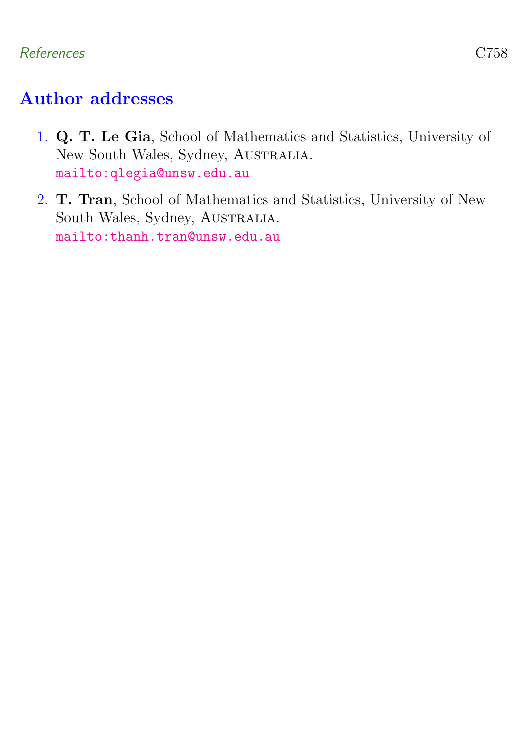## Author addresses

1. **Q. T. Le Gia**, School of Mathematics and Statistics, University of New South Wales, Sydney, Australia.
   mailto:qlegia@unsw.edu.au
2. **T. Tran**, School of Mathematics and Statistics, University of New South Wales, Sydney, Australia.
   mailto:thanh.tran@unsw.edu.au